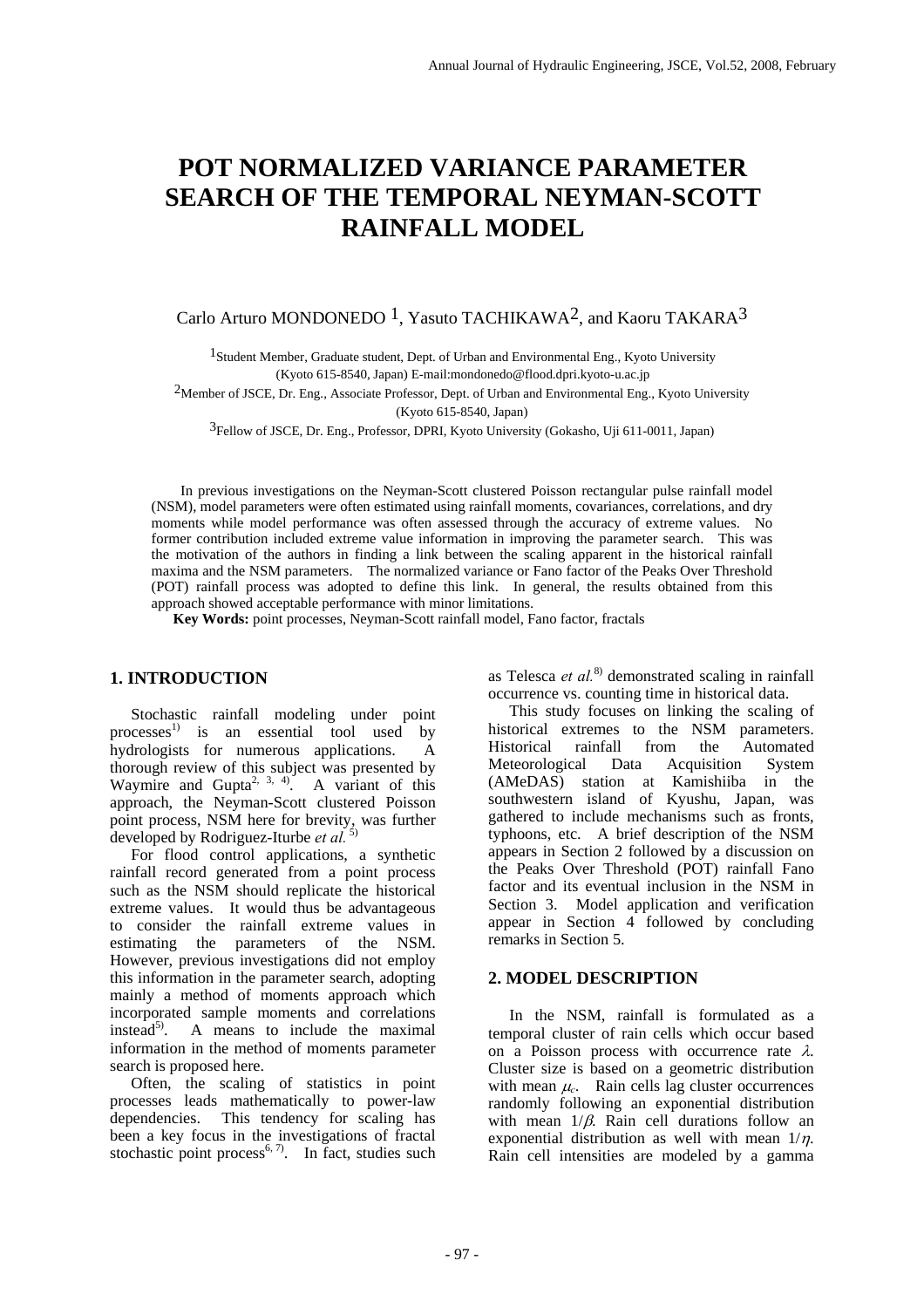# POT NORMALIZED VARIANCE PARAMETER SEARCH OF THE TEMPORAL NEYMAN-SCOTT RAINFALL MODEL

Carlo Arturo MONDONEDO [1], Yasuto TACHIKAWA[2], and Kaoru TAKARA[3]

[1]Student Member, Graduate student, Dept. of Urban and Environmental Eng., Kyoto University (Kyoto 615-8540, Japan) E-mail:mondonedo@flood.dpri.kyoto-u.ac.jp

[2]Member of JSCE, Dr. Eng., Associate Professor, Dept. of Urban and Environmental Eng., Kyoto University (Kyoto 615-8540, Japan)

[3]Fellow of JSCE, Dr. Eng., Professor, DPRI, Kyoto University (Gokasho, Uji 611-0011, Japan)

In previous investigations on the Neyman-Scott clustered Poisson rectangular pulse rainfall model (NSM), model parameters were often estimated using rainfall moments, covariances, correlations, and dry moments while model performance was often assessed through the accuracy of extreme values. No former contribution included extreme value information in improving the parameter search. This was the motivation of the authors in finding a link between the scaling apparent in the historical rainfall maxima and the NSM parameters. The normalized variance or Fano factor of the Peaks Over Threshold (POT) rainfall process was adopted to define this link. In general, the results obtained from this approach showed acceptable performance with minor limitations.

**Key Words:** point processes, Neyman-Scott rainfall model, Fano factor, fractals

## 1. INTRODUCTION

Stochastic rainfall modeling under point processes[1)] is an essential tool used by hydrologists for numerous applications. A thorough review of this subject was presented by Waymire and Gupta[2, 3, 4)]. A variant of this approach, the Neyman-Scott clustered Poisson point process, NSM here for brevity, was further developed by Rodriguez-Iturbe *et al.*[5)]

For flood control applications, a synthetic rainfall record generated from a point process such as the NSM should replicate the historical extreme values. It would thus be advantageous to consider the rainfall extreme values in estimating the parameters of the NSM. However, previous investigations did not employ this information in the parameter search, adopting mainly a method of moments approach which incorporated sample moments and correlations instead[5)]. A means to include the maximal information in the method of moments parameter search is proposed here.

Often, the scaling of statistics in point processes leads mathematically to power-law dependencies. This tendency for scaling has been a key focus in the investigations of fractal stochastic point process[6, 7)]. In fact, studies such as Telesca *et al.*[8)] demonstrated scaling in rainfall occurrence vs. counting time in historical data.

This study focuses on linking the scaling of historical extremes to the NSM parameters. Historical rainfall from the Automated Meteorological Data Acquisition System (AMeDAS) station at Kamishiiba in the southwestern island of Kyushu, Japan, was gathered to include mechanisms such as fronts, typhoons, etc. A brief description of the NSM appears in Section 2 followed by a discussion on the Peaks Over Threshold (POT) rainfall Fano factor and its eventual inclusion in the NSM in Section 3. Model application and verification appear in Section 4 followed by concluding remarks in Section 5.

## 2. MODEL DESCRIPTION

In the NSM, rainfall is formulated as a temporal cluster of rain cells which occur based on a Poisson process with occurrence rate $\lambda$. Cluster size is based on a geometric distribution with mean $\mu_c$. Rain cells lag cluster occurrences randomly following an exponential distribution with mean $1/\beta$. Rain cell durations follow an exponential distribution as well with mean $1/\eta$. Rain cell intensities are modeled by a gamma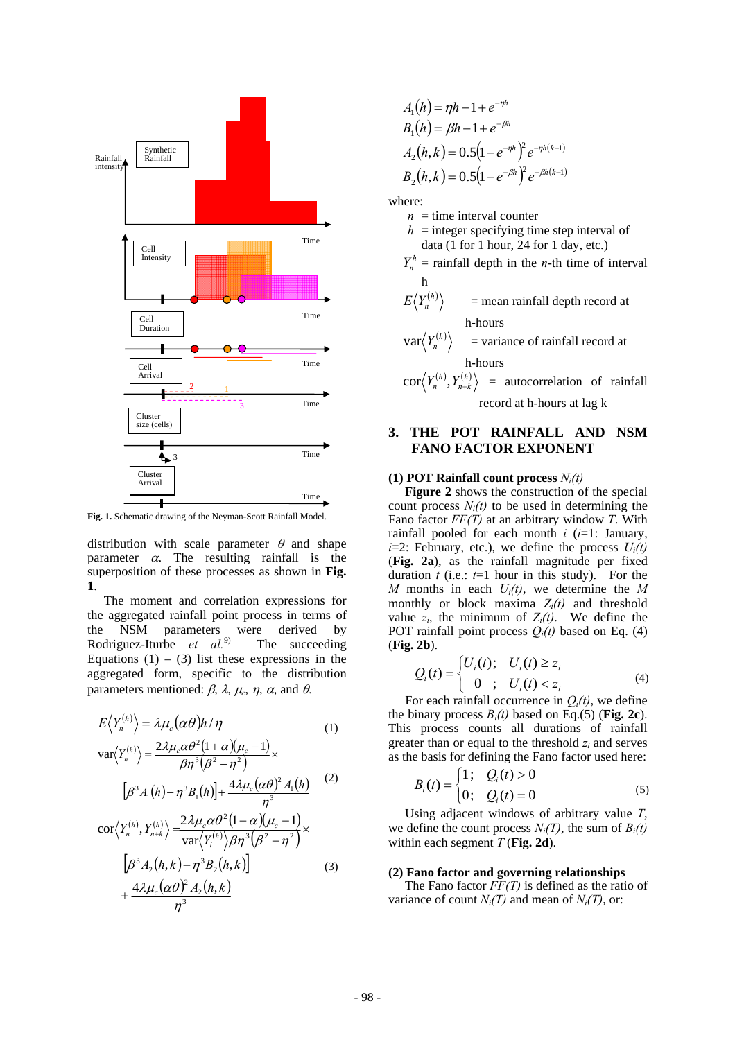Fig. 1. Schematic drawing of the Neyman-Scott Rainfall Model.

distribution with scale parameter $\theta$ and shape parameter $\alpha$. The resulting rainfall is the superposition of these processes as shown in **Fig. 1**.

The moment and correlation expressions for the aggregated rainfall point process in terms of the NSM parameters were derived by Rodriguez-Iturbe *et al.*[9] The succeeding Equations (1) – (3) list these expressions in the aggregated form, specific to the distribution parameters mentioned: $\beta$, $\lambda$, $\mu_c$, $\eta$, $\alpha$, and $\theta$.

$$E\left\langle Y_n^{(h)}\right\rangle = \lambda\mu_c(\alpha\theta)h/\eta \tag{1}$$

$$\mathrm{var}\left\langle Y_n^{(h)}\right\rangle = \frac{2\lambda\mu_c\alpha\theta^2(1+\alpha)(\mu_c-1)}{\beta\eta^3(\beta^2-\eta^2)}\times\left[\beta^3A_1(h)-\eta^3B_1(h)\right]+\frac{4\lambda\mu_c(\alpha\theta)^2A_1(h)}{\eta^3} \tag{2}$$

$$\mathrm{cor}\left\langle Y_n^{(h)},Y_{n+k}^{(h)}\right\rangle = \frac{2\lambda\mu_c\alpha\theta^2(1+\alpha)(\mu_c-1)}{\mathrm{var}\left\langle Y_i^{(h)}\right\rangle\beta\eta^3(\beta^2-\eta^2)}\times\left[\beta^3A_2(h,k)-\eta^3B_2(h,k)\right]+\frac{4\lambda\mu_c(\alpha\theta)^2A_2(h,k)}{\eta^3} \tag{3}$$

$$A_1(h)=\eta h-1+e^{-\eta h}$$
$$B_1(h)=\beta h-1+e^{-\beta h}$$
$$A_2(h,k)=0.5\left(1-e^{-\eta h}\right)^2e^{-\eta h(k-1)}$$
$$B_2(h,k)=0.5\left(1-e^{-\beta h}\right)^2e^{-\beta h(k-1)}$$

where:

- $n$ = time interval counter
- $h$ = integer specifying time step interval of data (1 for 1 hour, 24 for 1 day, etc.)
- $Y_n^h$ = rainfall depth in the $n$-th time of interval h
- $E\left\langle Y_n^{(h)}\right\rangle$ = mean rainfall depth record at h-hours
- $\mathrm{var}\left\langle Y_n^{(h)}\right\rangle$ = variance of rainfall record at h-hours
- $\mathrm{cor}\left\langle Y_n^{(h)},Y_{n+k}^{(h)}\right\rangle$ = autocorrelation of rainfall record at h-hours at lag k

## 3. THE POT RAINFALL AND NSM FANO FACTOR EXPONENT

### (1) POT Rainfall count process $N_i(t)$

**Figure 2** shows the construction of the special count process $N_i(t)$ to be used in determining the Fano factor $FF(T)$ at an arbitrary window $T$. With rainfall pooled for each month $i$ ($i$=1: January, $i$=2: February, etc.), we define the process $U_i(t)$ (**Fig. 2a**), as the rainfall magnitude per fixed duration $t$ (i.e.: $t$=1 hour in this study). For the $M$ months in each $U_i(t)$, we determine the $M$ monthly or block maxima $Z_i(t)$ and threshold value $z_i$, the minimum of $Z_i(t)$. We define the POT rainfall point process $Q_i(t)$ based on Eq. (4) (**Fig. 2b**).

$$Q_i(t)=\begin{cases}U_i(t); & U_i(t)\geq z_i\\ 0\;; & U_i(t)<z_i\end{cases} \tag{4}$$

For each rainfall occurrence in $Q_i(t)$, we define the binary process $B_i(t)$ based on Eq.(5) (**Fig. 2c**). This process counts all durations of rainfall greater than or equal to the threshold $z_i$ and serves as the basis for defining the Fano factor used here:

$$B_i(t)=\begin{cases}1; & Q_i(t)>0\\ 0; & Q_i(t)=0\end{cases} \tag{5}$$

Using adjacent windows of arbitrary value $T$, we define the count process $N_i(T)$, the sum of $B_i(t)$ within each segment $T$ (**Fig. 2d**).

### (2) Fano factor and governing relationships

The Fano factor $FF(T)$ is defined as the ratio of variance of count $N_i(T)$ and mean of $N_i(T)$, or: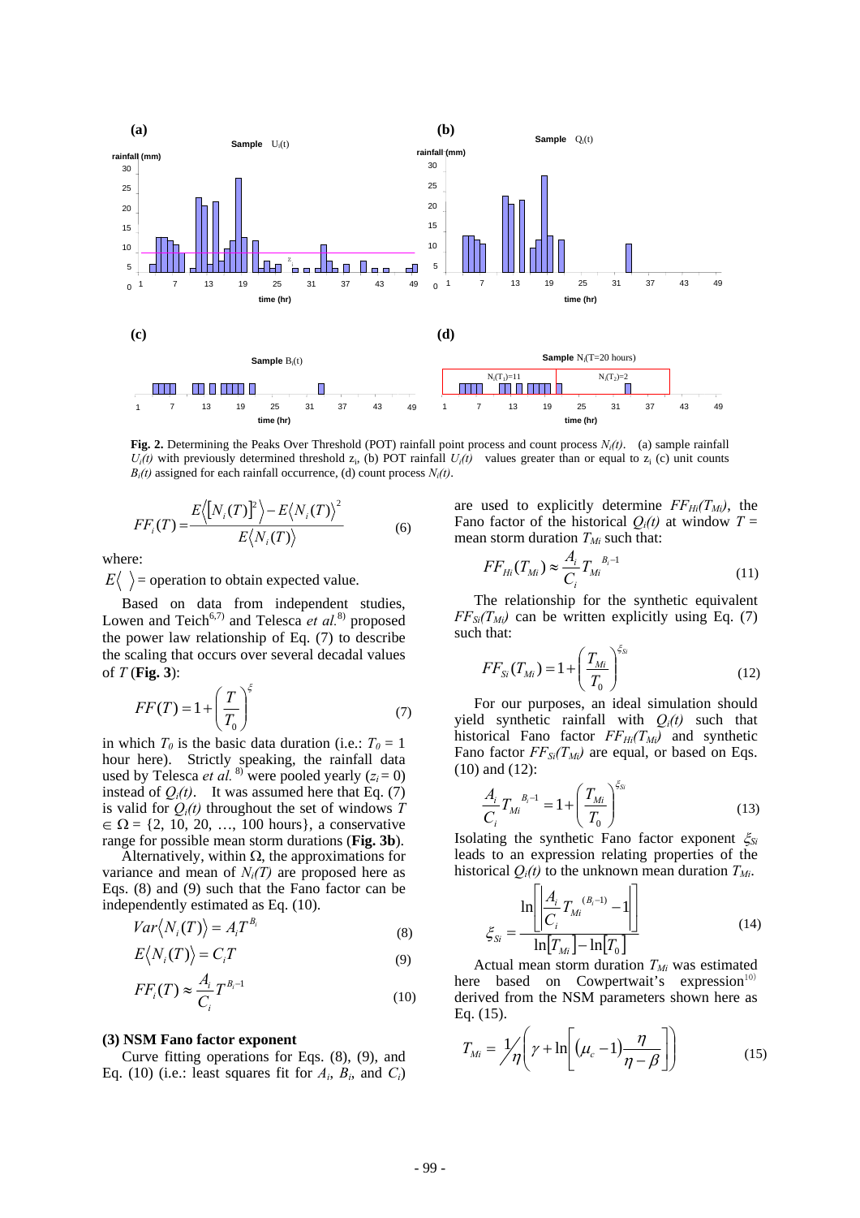**Fig. 2.** Determining the Peaks Over Threshold (POT) rainfall point process and count process $N_i(t)$. (a) sample rainfall $U_i(t)$ with previously determined threshold $z_i$, (b) POT rainfall $U_i(t)$ values greater than or equal to $z_i$ (c) unit counts $B_i(t)$ assigned for each rainfall occurrence, (d) count process $N_i(t)$.

$$FF_i(T) = \frac{E\langle [N_i(T)]^2 \rangle - E\langle N_i(T) \rangle^2}{E\langle N_i(T) \rangle} \tag{6}$$

where:

$E\langle \ \rangle$ = operation to obtain expected value.

Based on data from independent studies, Lowen and Teich[6,7] and Telesca *et al.*[8] proposed the power law relationship of Eq. (7) to describe the scaling that occurs over several decadal values of $T$ (**Fig. 3**):

$$FF(T) = 1 + \left( \frac{T}{T_0} \right)^{\xi} \tag{7}$$

in which $T_0$ is the basic data duration (i.e.: $T_0 = 1$ hour here). Strictly speaking, the rainfall data used by Telesca *et al.*[8] were pooled yearly ($z_i = 0$) instead of $Q_i(t)$. It was assumed here that Eq. (7) is valid for $Q_i(t)$ throughout the set of windows $T \in \Omega = \{2, 10, 20, \ldots, 100 \text{ hours}\}$, a conservative range for possible mean storm durations (**Fig. 3b**).

Alternatively, within $\Omega$, the approximations for variance and mean of $N_i(T)$ are proposed here as Eqs. (8) and (9) such that the Fano factor can be independently estimated as Eq. (10).

$$Var\langle N_i(T) \rangle = A_i T^{B_i} \tag{8}$$

$$E\langle N_i(T) \rangle = C_i T \tag{9}$$

$$FF_i(T) \approx \frac{A_i}{C_i} T^{B_i - 1} \tag{10}$$

### (3) NSM Fano factor exponent

Curve fitting operations for Eqs. (8), (9), and Eq. (10) (i.e.: least squares fit for $A_i$, $B_i$, and $C_i$) are used to explicitly determine $FF_{Hi}(T_{Mi})$, the Fano factor of the historical $Q_i(t)$ at window $T$ = mean storm duration $T_{Mi}$ such that:

$$FF_{Hi}(T_{Mi}) \approx \frac{A_i}{C_i} T_{Mi}^{\ B_i - 1} \tag{11}$$

The relationship for the synthetic equivalent $FF_{Si}(T_{Mi})$ can be written explicitly using Eq. (7) such that:

$$FF_{Si}(T_{Mi}) = 1 + \left( \frac{T_{Mi}}{T_0} \right)^{\xi_{Si}} \tag{12}$$

For our purposes, an ideal simulation should yield synthetic rainfall with $Q_i(t)$ such that historical Fano factor $FF_{Hi}(T_{Mi})$ and synthetic Fano factor $FF_{Si}(T_{Mi})$ are equal, or based on Eqs. (10) and (12):

$$\frac{A_i}{C_i} T_{Mi}^{\ B_i - 1} = 1 + \left( \frac{T_{Mi}}{T_0} \right)^{\xi_{Si}} \tag{13}$$

Isolating the synthetic Fano factor exponent $\xi_{Si}$ leads to an expression relating properties of the historical $Q_i(t)$ to the unknown mean duration $T_{Mi}$.

$$\xi_{Si} = \frac{\ln\left[ \left| \frac{A_i}{C_i} T_{Mi}^{\ (B_i - 1)} - 1 \right| \right]}{\ln[T_{Mi}] - \ln[T_0]} \tag{14}$$

Actual mean storm duration $T_{Mi}$ was estimated here based on Cowpertwait's expression[10] derived from the NSM parameters shown here as Eq. (15).

$$T_{Mi} = \frac{1}{\eta} \left( \gamma + \ln\left[ (\mu_c - 1) \frac{\eta}{\eta - \beta} \right] \right) \tag{15}$$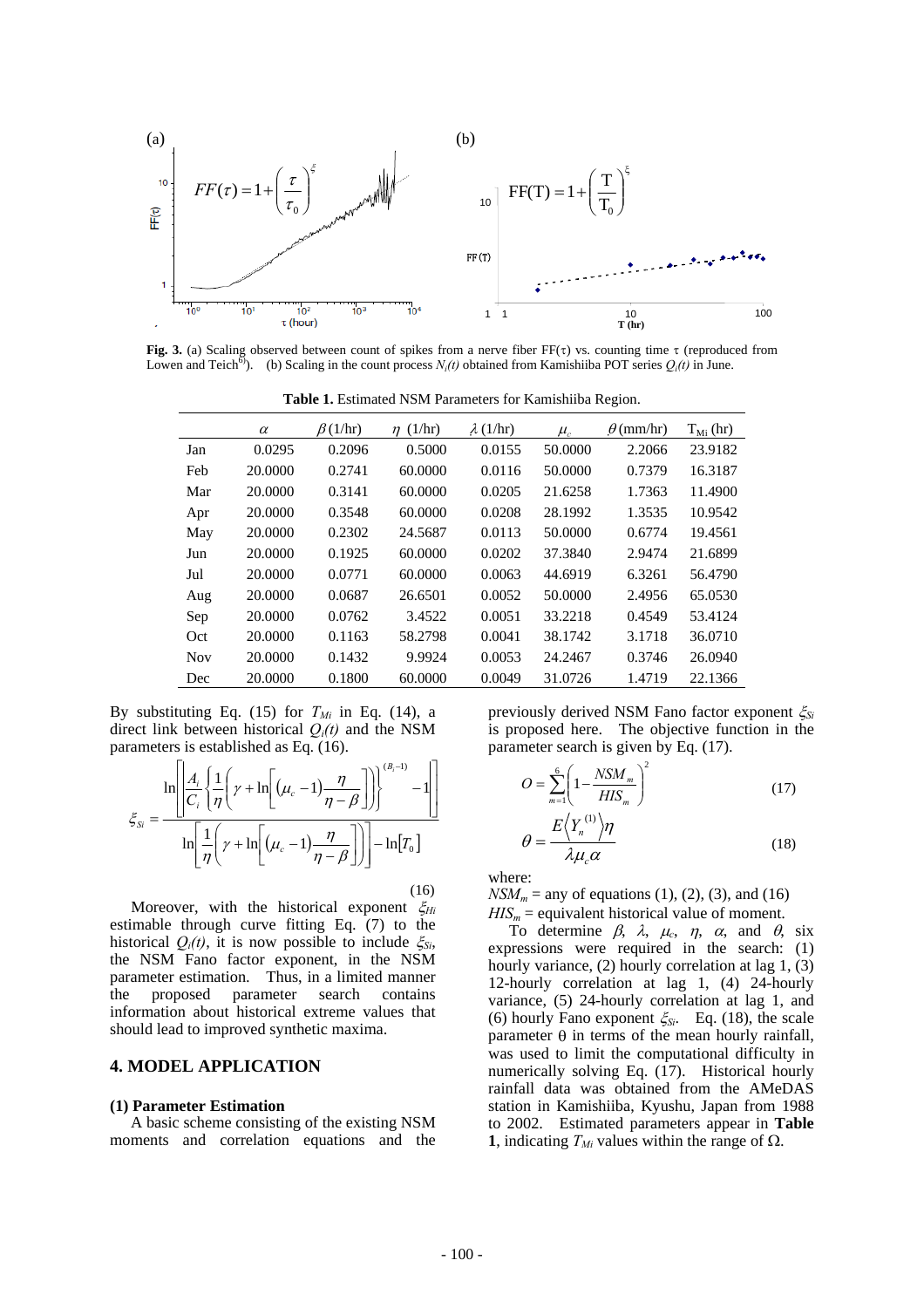Fig. 3. (a) Scaling observed between count of spikes from a nerve fiber FF(τ) vs. counting time τ (reproduced from Lowen and Teich[6]). (b) Scaling in the count process $N_i(t)$ obtained from Kamishiiba POT series $Q_i(t)$ in June.

**Table 1.** Estimated NSM Parameters for Kamishiiba Region.

| | $\alpha$ | $\beta$ (1/hr) | $\eta$ (1/hr) | $\lambda$ (1/hr) | $\mu_c$ | $\theta$ (mm/hr) | $T_{Mi}$ (hr) |
|---|---|---|---|---|---|---|---|
| Jan | 0.0295 | 0.2096 | 0.5000 | 0.0155 | 50.0000 | 2.2066 | 23.9182 |
| Feb | 20.0000 | 0.2741 | 60.0000 | 0.0116 | 50.0000 | 0.7379 | 16.3187 |
| Mar | 20.0000 | 0.3141 | 60.0000 | 0.0205 | 21.6258 | 1.7363 | 11.4900 |
| Apr | 20.0000 | 0.3548 | 60.0000 | 0.0208 | 28.1992 | 1.3535 | 10.9542 |
| May | 20.0000 | 0.2302 | 24.5687 | 0.0113 | 50.0000 | 0.6774 | 19.4561 |
| Jun | 20.0000 | 0.1925 | 60.0000 | 0.0202 | 37.3840 | 2.9474 | 21.6899 |
| Jul | 20.0000 | 0.0771 | 60.0000 | 0.0063 | 44.6919 | 6.3261 | 56.4790 |
| Aug | 20.0000 | 0.0687 | 26.6501 | 0.0052 | 50.0000 | 2.4956 | 65.0530 |
| Sep | 20.0000 | 0.0762 | 3.4522 | 0.0051 | 33.2218 | 0.4549 | 53.4124 |
| Oct | 20.0000 | 0.1163 | 58.2798 | 0.0041 | 38.1742 | 3.1718 | 36.0710 |
| Nov | 20.0000 | 0.1432 | 9.9924 | 0.0053 | 24.2467 | 0.3746 | 26.0940 |
| Dec | 20.0000 | 0.1800 | 60.0000 | 0.0049 | 31.0726 | 1.4719 | 22.1366 |

By substituting Eq. (15) for $T_{Mi}$ in Eq. (14), a direct link between historical $Q_i(t)$ and the NSM parameters is established as Eq. (16).

$$\xi_{Si} = \frac{\ln\left[\left|\frac{A_i}{C_i}\left\{\frac{1}{\eta}\left(\gamma + \ln\left[(\mu_c - 1)\frac{\eta}{\eta - \beta}\right]\right)\right\}^{(B_i - 1)} - 1\right|\right]}{\ln\left[\frac{1}{\eta}\left(\gamma + \ln\left[(\mu_c - 1)\frac{\eta}{\eta - \beta}\right]\right)\right] - \ln[T_0]} \tag{16}$$

Moreover, with the historical exponent $\xi_{Hi}$ estimable through curve fitting Eq. (7) to the historical $Q_i(t)$, it is now possible to include $\xi_{Si}$, the NSM Fano factor exponent, in the NSM parameter estimation. Thus, in a limited manner the proposed parameter search contains information about historical extreme values that should lead to improved synthetic maxima.

## 4. MODEL APPLICATION

### (1) Parameter Estimation

A basic scheme consisting of the existing NSM moments and correlation equations and the previously derived NSM Fano factor exponent $\xi_{Si}$ is proposed here. The objective function in the parameter search is given by Eq. (17).

$$O = \sum_{m=1}^{6}\left(1 - \frac{NSM_m}{HIS_m}\right)^2 \tag{17}$$

$$\theta = \frac{E\langle Y_n^{(1)}\rangle \eta}{\lambda \mu_c \alpha} \tag{18}$$

where:

$NSM_m$ = any of equations (1), (2), (3), and (16)

$HIS_m$ = equivalent historical value of moment.

To determine $\beta$, $\lambda$, $\mu_c$, $\eta$, $\alpha$, and $\theta$, six expressions were required in the search: (1) hourly variance, (2) hourly correlation at lag 1, (3) 12-hourly correlation at lag 1, (4) 24-hourly variance, (5) 24-hourly correlation at lag 1, and (6) hourly Fano exponent $\xi_{Si}$. Eq. (18), the scale parameter θ in terms of the mean hourly rainfall, was used to limit the computational difficulty in numerically solving Eq. (17). Historical hourly rainfall data was obtained from the AMeDAS station in Kamishiiba, Kyushu, Japan from 1988 to 2002. Estimated parameters appear in **Table 1**, indicating $T_{Mi}$ values within the range of Ω.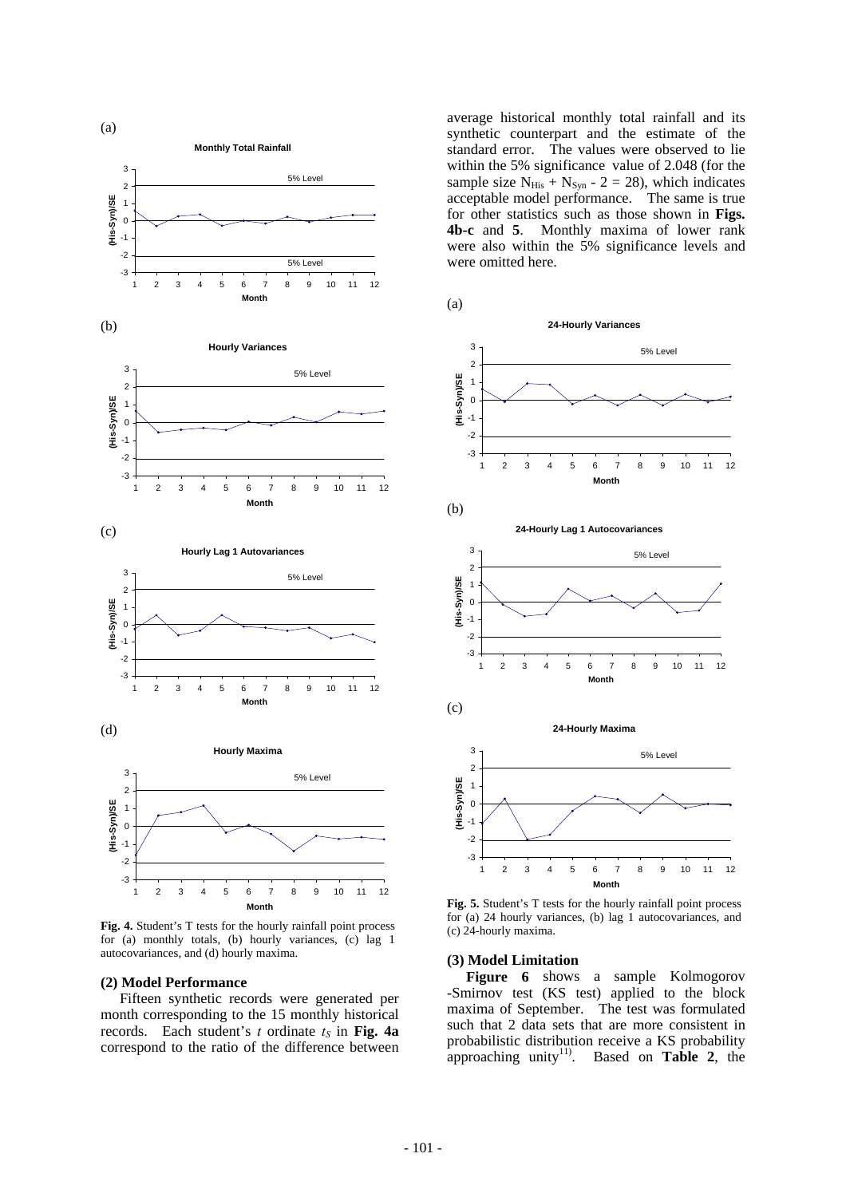**Fig. 4.** Student's T tests for the hourly rainfall point process for (a) monthly totals, (b) hourly variances, (c) lag 1 autocovariances, and (d) hourly maxima.

### (2) Model Performance

Fifteen synthetic records were generated per month corresponding to the 15 monthly historical records. Each student's $t$ ordinate $t_S$ in **Fig. 4a** correspond to the ratio of the difference between average historical monthly total rainfall and its synthetic counterpart and the estimate of the standard error. The values were observed to lie within the 5% significance value of 2.048 (for the sample size $N_{His} + N_{Syn} - 2 = 28$), which indicates acceptable model performance. The same is true for other statistics such as those shown in **Figs. 4b-c** and **5**. Monthly maxima of lower rank were also within the 5% significance levels and were omitted here.

**Fig. 5.** Student's T tests for the hourly rainfall point process for (a) 24 hourly variances, (b) lag 1 autocovariances, and (c) 24-hourly maxima.

### (3) Model Limitation

**Figure 6** shows a sample Kolmogorov -Smirnov test (KS test) applied to the block maxima of September. The test was formulated such that 2 data sets that are more consistent in probabilistic distribution receive a KS probability approaching unity[11]. Based on **Table 2**, the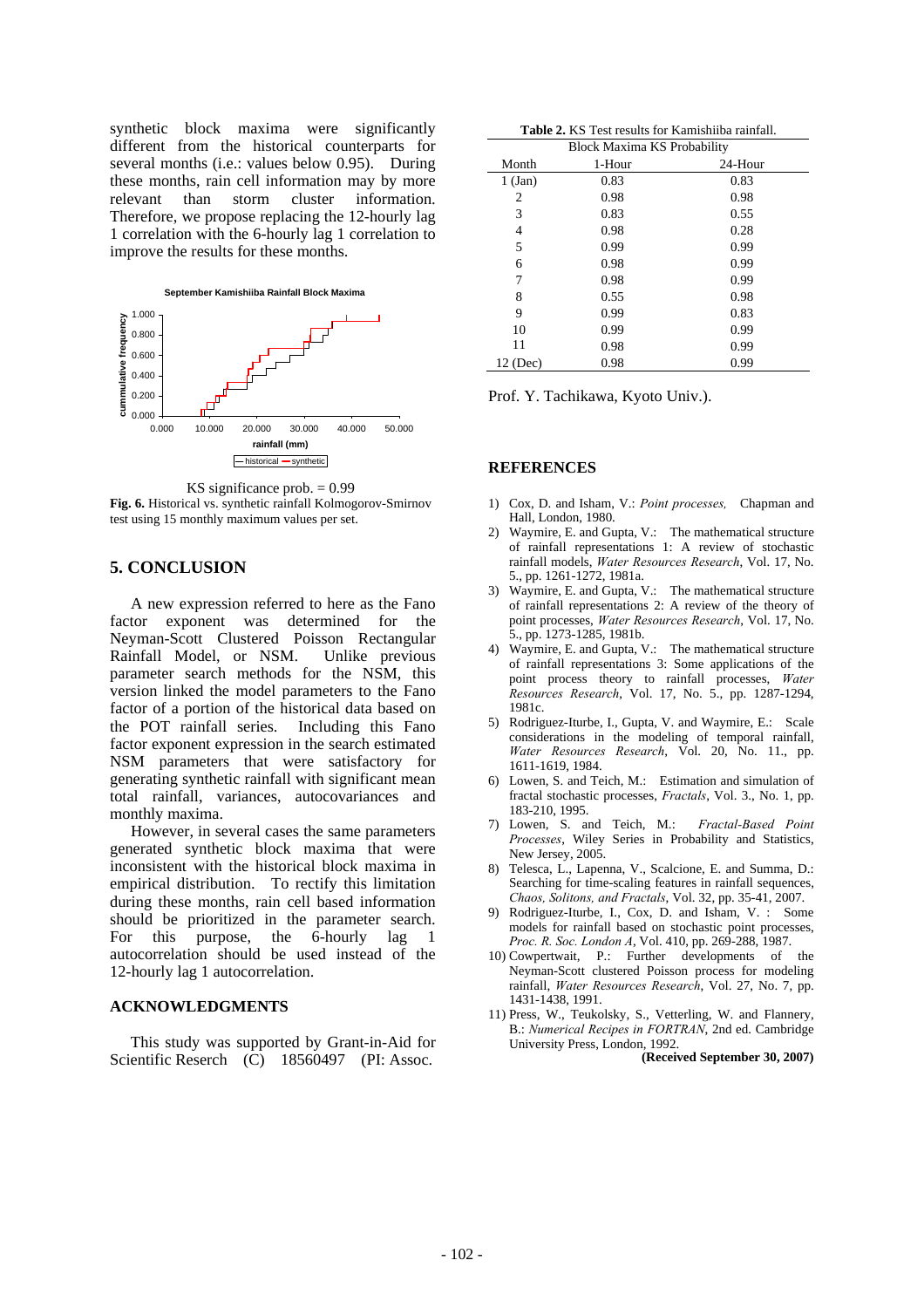synthetic block maxima were significantly different from the historical counterparts for several months (i.e.: values below 0.95). During these months, rain cell information may by more relevant than storm cluster information. Therefore, we propose replacing the 12-hourly lag 1 correlation with the 6-hourly lag 1 correlation to improve the results for these months.

September Kamishiiba Rainfall Block Maxima

cummulative frequency

1.000
0.800
0.600
0.400
0.200
0.000

0.000 10.000 20.000 30.000 40.000 50.000

rainfall (mm)

historical synthetic

KS significance prob. = 0.99

**Fig. 6.** Historical vs. synthetic rainfall Kolmogorov-Smirnov test using 15 monthly maximum values per set.

## 5. CONCLUSION

A new expression referred to here as the Fano factor exponent was determined for the Neyman-Scott Clustered Poisson Rectangular Rainfall Model, or NSM. Unlike previous parameter search methods for the NSM, this version linked the model parameters to the Fano factor of a portion of the historical data based on the POT rainfall series. Including this Fano factor exponent expression in the search estimated NSM parameters that were satisfactory for generating synthetic rainfall with significant mean total rainfall, variances, autocovariances and monthly maxima.

However, in several cases the same parameters generated synthetic block maxima that were inconsistent with the historical block maxima in empirical distribution. To rectify this limitation during these months, rain cell based information should be prioritized in the parameter search. For this purpose, the 6-hourly lag 1 autocorrelation should be used instead of the 12-hourly lag 1 autocorrelation.

### ACKNOWLEDGMENTS

This study was supported by Grant-in-Aid for Scientific Reserch (C) 18560497 (PI: Assoc. Prof. Y. Tachikawa, Kyoto Univ.).

**Table 2.** KS Test results for Kamishiiba rainfall.

| Block Maxima KS Probability | | |
|---|---|---|
| Month | 1-Hour | 24-Hour |
| 1 (Jan) | 0.83 | 0.83 |
| 2 | 0.98 | 0.98 |
| 3 | 0.83 | 0.55 |
| 4 | 0.98 | 0.28 |
| 5 | 0.99 | 0.99 |
| 6 | 0.98 | 0.99 |
| 7 | 0.98 | 0.99 |
| 8 | 0.55 | 0.98 |
| 9 | 0.99 | 0.83 |
| 10 | 0.99 | 0.99 |
| 11 | 0.98 | 0.99 |
| 12 (Dec) | 0.98 | 0.99 |

### REFERENCES

1) Cox, D. and Isham, V.: *Point processes,* Chapman and Hall, London, 1980.
2) Waymire, E. and Gupta, V.: The mathematical structure of rainfall representations 1: A review of stochastic rainfall models, *Water Resources Research*, Vol. 17, No. 5., pp. 1261-1272, 1981a.
3) Waymire, E. and Gupta, V.: The mathematical structure of rainfall representations 2: A review of the theory of point processes, *Water Resources Research*, Vol. 17, No. 5., pp. 1273-1285, 1981b.
4) Waymire, E. and Gupta, V.: The mathematical structure of rainfall representations 3: Some applications of the point process theory to rainfall processes, *Water Resources Research*, Vol. 17, No. 5., pp. 1287-1294, 1981c.
5) Rodriguez-Iturbe, I., Gupta, V. and Waymire, E.: Scale considerations in the modeling of temporal rainfall, *Water Resources Research*, Vol. 20, No. 11., pp. 1611-1619, 1984.
6) Lowen, S. and Teich, M.: Estimation and simulation of fractal stochastic processes, *Fractals*, Vol. 3., No. 1, pp. 183-210, 1995.
7) Lowen, S. and Teich, M.: *Fractal-Based Point Processes*, Wiley Series in Probability and Statistics, New Jersey, 2005.
8) Telesca, L., Lapenna, V., Scalcione, E. and Summa, D.: Searching for time-scaling features in rainfall sequences, *Chaos, Solitons, and Fractals*, Vol. 32, pp. 35-41, 2007.
9) Rodriguez-Iturbe, I., Cox, D. and Isham, V. : Some models for rainfall based on stochastic point processes, *Proc. R. Soc. London A*, Vol. 410, pp. 269-288, 1987.
10) Cowpertwait, P.: Further developments of the Neyman-Scott clustered Poisson process for modeling rainfall, *Water Resources Research*, Vol. 27, No. 7, pp. 1431-1438, 1991.
11) Press, W., Teukolsky, S., Vetterling, W. and Flannery, B.: *Numerical Recipes in FORTRAN*, 2nd ed. Cambridge University Press, London, 1992.

**(Received September 30, 2007)**